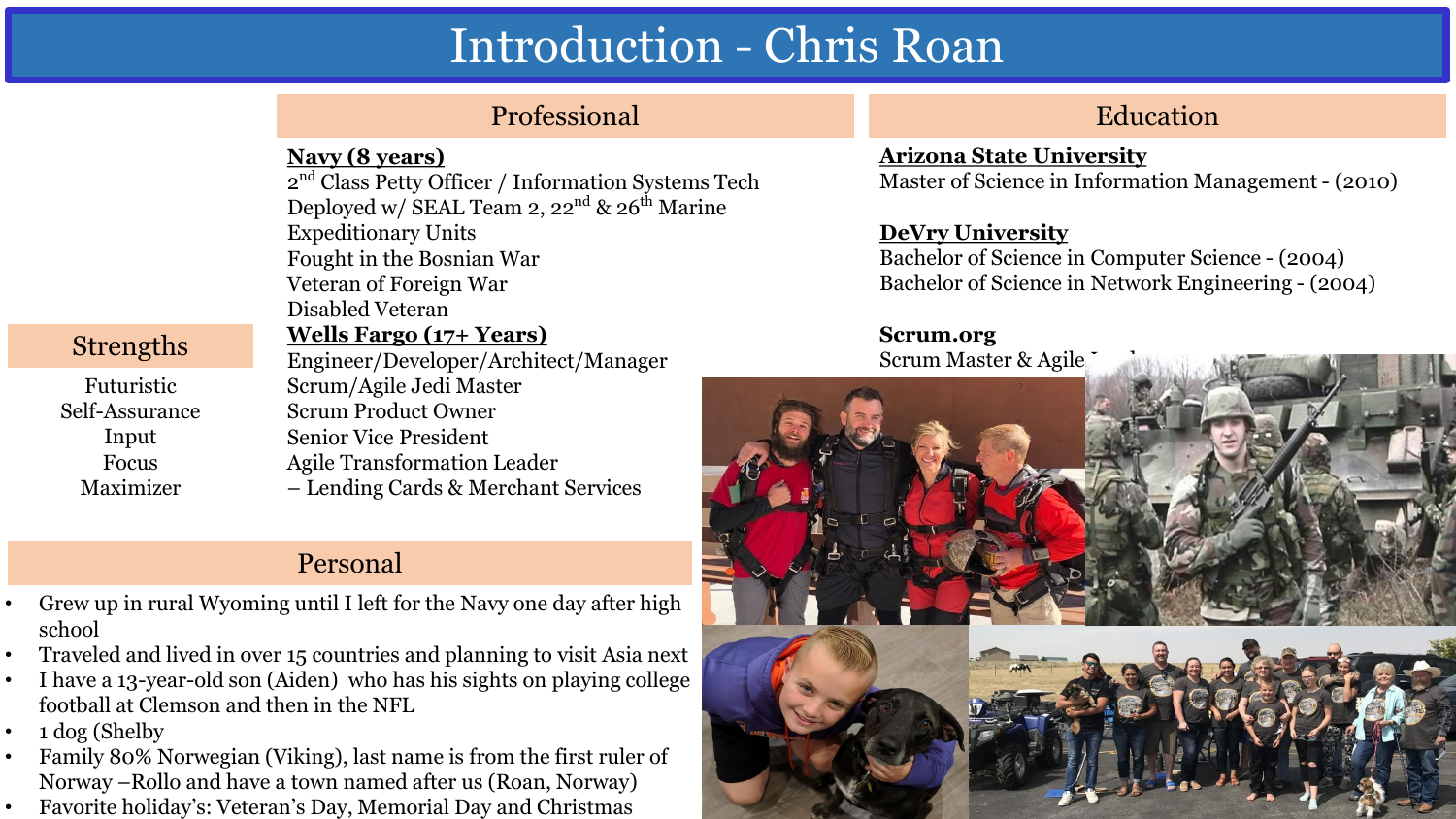# Introduction - Chris Roan

## Professional

**Navy (8 years)**
2nd Class Petty Officer / Information Systems Tech
Deployed w/ SEAL Team 2, 22nd & 26th Marine Expeditionary Units
Fought in the Bosnian War
Veteran of Foreign War
Disabled Veteran

**Wells Fargo (17+ Years)**
Engineer/Developer/Architect/Manager
Scrum/Agile Jedi Master
Scrum Product Owner
Senior Vice President
Agile Transformation Leader
– Lending Cards & Merchant Services

## Education

**Arizona State University**
Master of Science in Information Management - (2010)

**DeVry University**
Bachelor of Science in Computer Science - (2004)
Bachelor of Science in Network Engineering - (2004)

**Scrum.org**
Scrum Master & Agile L...

## Strengths

Futuristic
Self-Assurance
Input
Focus
Maximizer

## Personal

- Grew up in rural Wyoming until I left for the Navy one day after high school
- Traveled and lived in over 15 countries and planning to visit Asia next
- I have a 13-year-old son (Aiden) who has his sights on playing college football at Clemson and then in the NFL
- 1 dog (Shelby
- Family 80% Norwegian (Viking), last name is from the first ruler of Norway –Rollo and have a town named after us (Roan, Norway)
- Favorite holiday's: Veteran's Day, Memorial Day and Christmas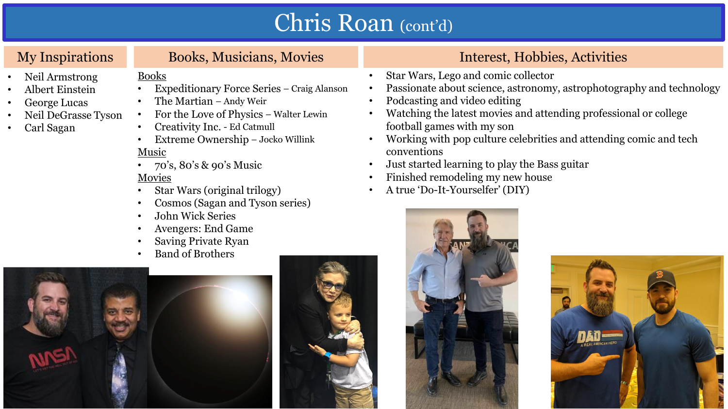# Chris Roan (cont'd)

## My Inspirations

- Neil Armstrong
- Albert Einstein
- George Lucas
- Neil DeGrasse Tyson
- Carl Sagan

## Books, Musicians, Movies

<u>Books</u>

- Expeditionary Force Series – Craig Alanson
- The Martian – Andy Weir
- For the Love of Physics – Walter Lewin
- Creativity Inc. - Ed Catmull
- Extreme Ownership – Jocko Willink

<u>Music</u>

- 70's, 80's & 90's Music

<u>Movies</u>

- Star Wars (original trilogy)
- Cosmos (Sagan and Tyson series)
- John Wick Series
- Avengers: End Game
- Saving Private Ryan
- Band of Brothers

## Interest, Hobbies, Activities

- Star Wars, Lego and comic collector
- Passionate about science, astronomy, astrophotography and technology
- Podcasting and video editing
- Watching the latest movies and attending professional or college football games with my son
- Working with pop culture celebrities and attending comic and tech conventions
- Just started learning to play the Bass guitar
- Finished remodeling my new house
- A true 'Do-It-Yourselfer' (DIY)